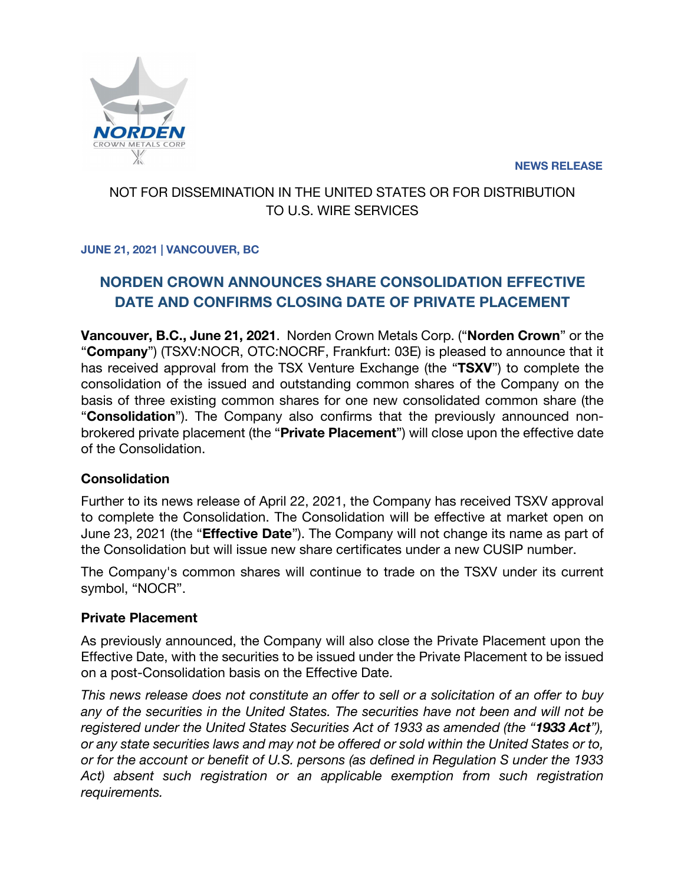NORDEN CROWN METALS CORP

**NEWS RELEASE**

NOT FOR DISSEMINATION IN THE UNITED STATES OR FOR DISTRIBUTION TO U.S. WIRE SERVICES

**JUNE 21, 2021 | VANCOUVER, BC**

# NORDEN CROWN ANNOUNCES SHARE CONSOLIDATION EFFECTIVE DATE AND CONFIRMS CLOSING DATE OF PRIVATE PLACEMENT

**Vancouver, B.C., June 21, 2021**. Norden Crown Metals Corp. ("**Norden Crown**" or the "**Company**") (TSXV:NOCR, OTC:NOCRF, Frankfurt: 03E) is pleased to announce that it has received approval from the TSX Venture Exchange (the "**TSXV**") to complete the consolidation of the issued and outstanding common shares of the Company on the basis of three existing common shares for one new consolidated common share (the "**Consolidation**"). The Company also confirms that the previously announced non-brokered private placement (the "**Private Placement**") will close upon the effective date of the Consolidation.

## Consolidation

Further to its news release of April 22, 2021, the Company has received TSXV approval to complete the Consolidation. The Consolidation will be effective at market open on June 23, 2021 (the "**Effective Date**"). The Company will not change its name as part of the Consolidation but will issue new share certificates under a new CUSIP number.

The Company's common shares will continue to trade on the TSXV under its current symbol, "NOCR".

## Private Placement

As previously announced, the Company will also close the Private Placement upon the Effective Date, with the securities to be issued under the Private Placement to be issued on a post-Consolidation basis on the Effective Date.

*This news release does not constitute an offer to sell or a solicitation of an offer to buy any of the securities in the United States. The securities have not been and will not be registered under the United States Securities Act of 1933 as amended (the "**1933 Act**"), or any state securities laws and may not be offered or sold within the United States or to, or for the account or benefit of U.S. persons (as defined in Regulation S under the 1933 Act) absent such registration or an applicable exemption from such registration requirements.*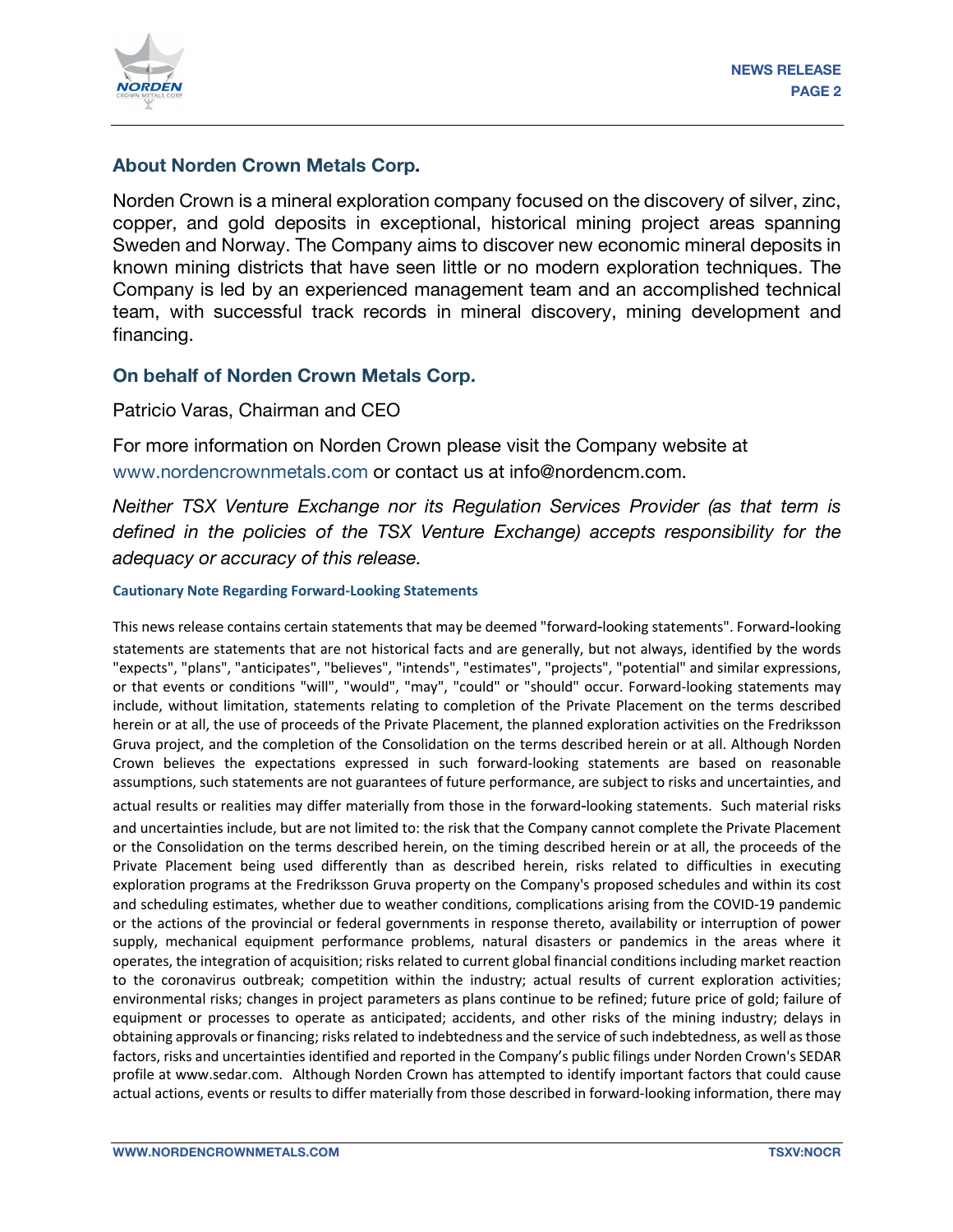## About Norden Crown Metals Corp.

Norden Crown is a mineral exploration company focused on the discovery of silver, zinc, copper, and gold deposits in exceptional, historical mining project areas spanning Sweden and Norway. The Company aims to discover new economic mineral deposits in known mining districts that have seen little or no modern exploration techniques. The Company is led by an experienced management team and an accomplished technical team, with successful track records in mineral discovery, mining development and financing.

## On behalf of Norden Crown Metals Corp.

Patricio Varas, Chairman and CEO

For more information on Norden Crown please visit the Company website at www.nordencrownmetals.com or contact us at info@nordencm.com.

*Neither TSX Venture Exchange nor its Regulation Services Provider (as that term is defined in the policies of the TSX Venture Exchange) accepts responsibility for the adequacy or accuracy of this release.*

**Cautionary Note Regarding Forward-Looking Statements**

This news release contains certain statements that may be deemed "forward-looking statements". Forward-looking statements are statements that are not historical facts and are generally, but not always, identified by the words "expects", "plans", "anticipates", "believes", "intends", "estimates", "projects", "potential" and similar expressions, or that events or conditions "will", "would", "may", "could" or "should" occur. Forward-looking statements may include, without limitation, statements relating to completion of the Private Placement on the terms described herein or at all, the use of proceeds of the Private Placement, the planned exploration activities on the Fredriksson Gruva project, and the completion of the Consolidation on the terms described herein or at all. Although Norden Crown believes the expectations expressed in such forward-looking statements are based on reasonable assumptions, such statements are not guarantees of future performance, are subject to risks and uncertainties, and actual results or realities may differ materially from those in the forward-looking statements. Such material risks and uncertainties include, but are not limited to: the risk that the Company cannot complete the Private Placement or the Consolidation on the terms described herein, on the timing described herein or at all, the proceeds of the Private Placement being used differently than as described herein, risks related to difficulties in executing exploration programs at the Fredriksson Gruva property on the Company's proposed schedules and within its cost and scheduling estimates, whether due to weather conditions, complications arising from the COVID-19 pandemic or the actions of the provincial or federal governments in response thereto, availability or interruption of power supply, mechanical equipment performance problems, natural disasters or pandemics in the areas where it operates, the integration of acquisition; risks related to current global financial conditions including market reaction to the coronavirus outbreak; competition within the industry; actual results of current exploration activities; environmental risks; changes in project parameters as plans continue to be refined; future price of gold; failure of equipment or processes to operate as anticipated; accidents, and other risks of the mining industry; delays in obtaining approvals or financing; risks related to indebtedness and the service of such indebtedness, as well as those factors, risks and uncertainties identified and reported in the Company's public filings under Norden Crown's SEDAR profile at www.sedar.com. Although Norden Crown has attempted to identify important factors that could cause actual actions, events or results to differ materially from those described in forward-looking information, there may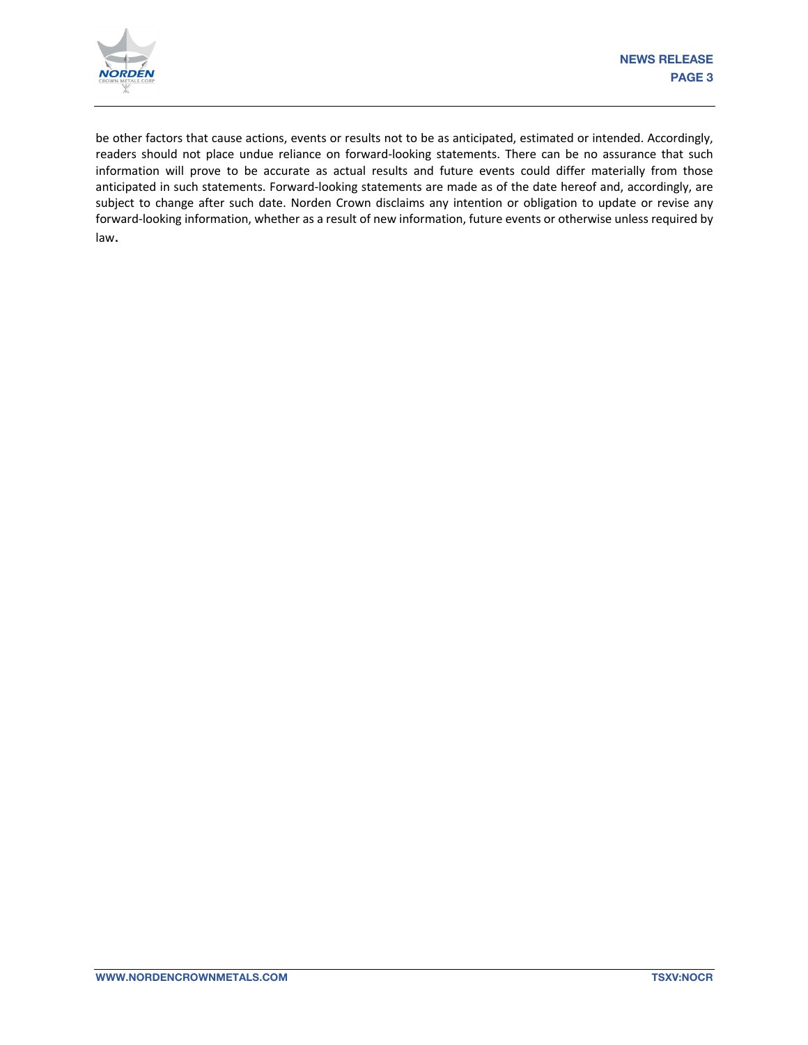be other factors that cause actions, events or results not to be as anticipated, estimated or intended. Accordingly, readers should not place undue reliance on forward-looking statements. There can be no assurance that such information will prove to be accurate as actual results and future events could differ materially from those anticipated in such statements. Forward-looking statements are made as of the date hereof and, accordingly, are subject to change after such date. Norden Crown disclaims any intention or obligation to update or revise any forward-looking information, whether as a result of new information, future events or otherwise unless required by law.